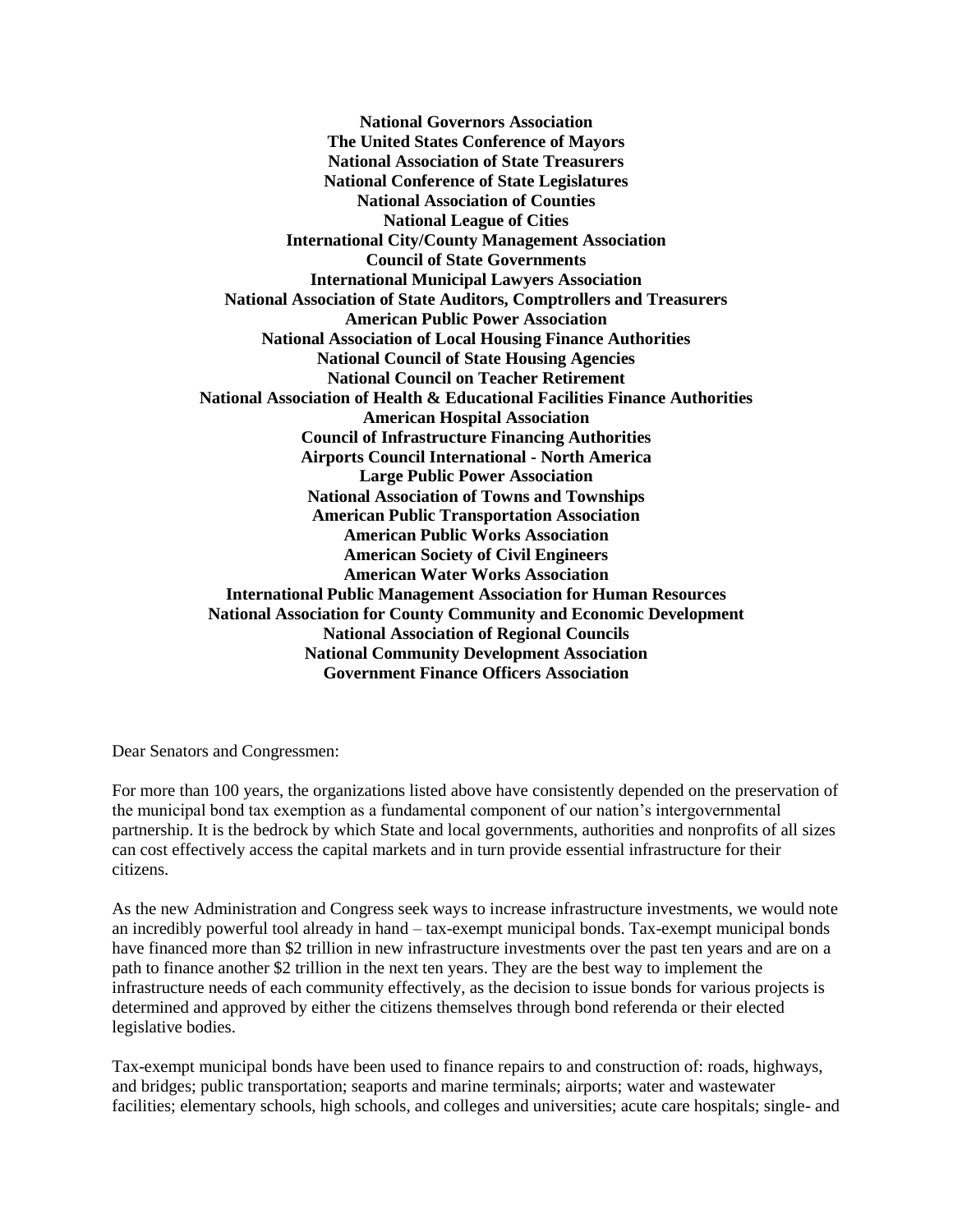**National Governors Association**
**The United States Conference of Mayors**
**National Association of State Treasurers**
**National Conference of State Legislatures**
**National Association of Counties**
**National League of Cities**
**International City/County Management Association**
**Council of State Governments**
**International Municipal Lawyers Association**
**National Association of State Auditors, Comptrollers and Treasurers**
**American Public Power Association**
**National Association of Local Housing Finance Authorities**
**National Council of State Housing Agencies**
**National Council on Teacher Retirement**
**National Association of Health & Educational Facilities Finance Authorities**
**American Hospital Association**
**Council of Infrastructure Financing Authorities**
**Airports Council International - North America**
**Large Public Power Association**
**National Association of Towns and Townships**
**American Public Transportation Association**
**American Public Works Association**
**American Society of Civil Engineers**
**American Water Works Association**
**International Public Management Association for Human Resources**
**National Association for County Community and Economic Development**
**National Association of Regional Councils**
**National Community Development Association**
**Government Finance Officers Association**

Dear Senators and Congressmen:

For more than 100 years, the organizations listed above have consistently depended on the preservation of the municipal bond tax exemption as a fundamental component of our nation's intergovernmental partnership. It is the bedrock by which State and local governments, authorities and nonprofits of all sizes can cost effectively access the capital markets and in turn provide essential infrastructure for their citizens.

As the new Administration and Congress seek ways to increase infrastructure investments, we would note an incredibly powerful tool already in hand – tax-exempt municipal bonds. Tax-exempt municipal bonds have financed more than $2 trillion in new infrastructure investments over the past ten years and are on a path to finance another $2 trillion in the next ten years. They are the best way to implement the infrastructure needs of each community effectively, as the decision to issue bonds for various projects is determined and approved by either the citizens themselves through bond referenda or their elected legislative bodies.

Tax-exempt municipal bonds have been used to finance repairs to and construction of: roads, highways, and bridges; public transportation; seaports and marine terminals; airports; water and wastewater facilities; elementary schools, high schools, and colleges and universities; acute care hospitals; single- and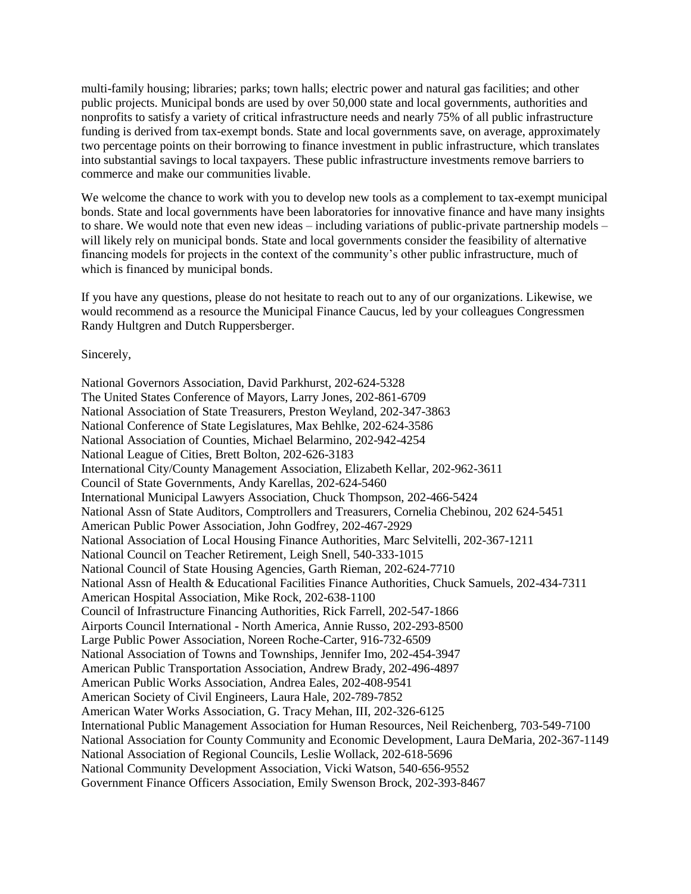multi-family housing; libraries; parks; town halls; electric power and natural gas facilities; and other public projects. Municipal bonds are used by over 50,000 state and local governments, authorities and nonprofits to satisfy a variety of critical infrastructure needs and nearly 75% of all public infrastructure funding is derived from tax-exempt bonds. State and local governments save, on average, approximately two percentage points on their borrowing to finance investment in public infrastructure, which translates into substantial savings to local taxpayers. These public infrastructure investments remove barriers to commerce and make our communities livable.

We welcome the chance to work with you to develop new tools as a complement to tax-exempt municipal bonds. State and local governments have been laboratories for innovative finance and have many insights to share. We would note that even new ideas – including variations of public-private partnership models – will likely rely on municipal bonds. State and local governments consider the feasibility of alternative financing models for projects in the context of the community's other public infrastructure, much of which is financed by municipal bonds.

If you have any questions, please do not hesitate to reach out to any of our organizations. Likewise, we would recommend as a resource the Municipal Finance Caucus, led by your colleagues Congressmen Randy Hultgren and Dutch Ruppersberger.

Sincerely,

National Governors Association, David Parkhurst, 202-624-5328  
The United States Conference of Mayors, Larry Jones, 202-861-6709  
National Association of State Treasurers, Preston Weyland, 202-347-3863  
National Conference of State Legislatures, Max Behlke, 202-624-3586  
National Association of Counties, Michael Belarmino, 202-942-4254  
National League of Cities, Brett Bolton, 202-626-3183  
International City/County Management Association, Elizabeth Kellar, 202-962-3611  
Council of State Governments, Andy Karellas, 202-624-5460  
International Municipal Lawyers Association, Chuck Thompson, 202-466-5424  
National Assn of State Auditors, Comptrollers and Treasurers, Cornelia Chebinou, 202 624-5451  
American Public Power Association, John Godfrey, 202-467-2929  
National Association of Local Housing Finance Authorities, Marc Selvitelli, 202-367-1211  
National Council on Teacher Retirement, Leigh Snell, 540-333-1015  
National Council of State Housing Agencies, Garth Rieman, 202-624-7710  
National Assn of Health & Educational Facilities Finance Authorities, Chuck Samuels, 202-434-7311  
American Hospital Association, Mike Rock, 202-638-1100  
Council of Infrastructure Financing Authorities, Rick Farrell, 202-547-1866  
Airports Council International - North America, Annie Russo, 202-293-8500  
Large Public Power Association, Noreen Roche-Carter, 916-732-6509  
National Association of Towns and Townships, Jennifer Imo, 202-454-3947  
American Public Transportation Association, Andrew Brady, 202-496-4897  
American Public Works Association, Andrea Eales, 202-408-9541  
American Society of Civil Engineers, Laura Hale, 202-789-7852  
American Water Works Association, G. Tracy Mehan, III, 202-326-6125  
International Public Management Association for Human Resources, Neil Reichenberg, 703-549-7100  
National Association for County Community and Economic Development, Laura DeMaria, 202-367-1149  
National Association of Regional Councils, Leslie Wollack, 202-618-5696  
National Community Development Association, Vicki Watson, 540-656-9552  
Government Finance Officers Association, Emily Swenson Brock, 202-393-8467